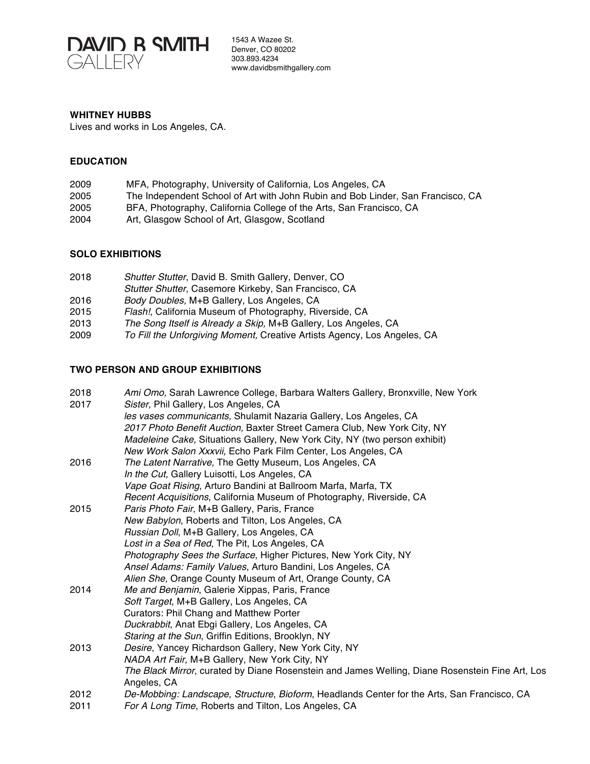DAVID B SMITH GALLERY

1543 A Wazee St.
Denver, CO 80202
303.893.4234
www.davidbsmithgallery.com

**WHITNEY HUBBS**
Lives and works in Los Angeles, CA.

**EDUCATION**

2009 MFA, Photography, University of California, Los Angeles, CA
2005 The Independent School of Art with John Rubin and Bob Linder, San Francisco, CA
2005 BFA, Photography, California College of the Arts, San Francisco, CA
2004 Art, Glasgow School of Art, Glasgow, Scotland

**SOLO EXHIBITIONS**

2018 *Shutter Stutter*, David B. Smith Gallery, Denver, CO
*Stutter Shutter,* Casemore Kirkeby, San Francisco, CA
2016 *Body Doubles,* M+B Gallery, Los Angeles, CA
2015 *Flash!*, California Museum of Photography, Riverside, CA
2013 *The Song Itself is Already a Skip,* M+B Gallery, Los Angeles, CA
2009 *To Fill the Unforgiving Moment,* Creative Artists Agency, Los Angeles, CA

**TWO PERSON AND GROUP EXHIBITIONS**

2018 *Ami Omo,* Sarah Lawrence College, Barbara Walters Gallery, Bronxville, New York
2017 *Sister,* Phil Gallery, Los Angeles, CA
*les vases communicants,* Shulamit Nazaria Gallery, Los Angeles, CA
*2017 Photo Benefit Auction,* Baxter Street Camera Club, New York City, NY
*Madeleine Cake,* Situations Gallery, New York City, NY (two person exhibit)
*New Work Salon Xxxvii,* Echo Park Film Center, Los Angeles, CA
2016 *The Latent Narrative,* The Getty Museum, Los Angeles, CA
*In the Cut,* Gallery Luisotti, Los Angeles, CA
*Vape Goat Rising*, Arturo Bandini at Ballroom Marfa, Marfa, TX
*Recent Acquisitions*, California Museum of Photography, Riverside, CA
2015 *Paris Photo Fair*, M+B Gallery, Paris, France
*New Babylon*, Roberts and Tilton, Los Angeles, CA
*Russian Doll*, M+B Gallery, Los Angeles, CA
*Lost in a Sea of Red*, The Pit, Los Angeles, CA
*Photography Sees the Surface*, Higher Pictures, New York City, NY
*Ansel Adams: Family Values*, Arturo Bandini, Los Angeles, CA
*Alien She,* Orange County Museum of Art, Orange County, CA
2014 *Me and Benjamin*, Galerie Xippas, Paris, France
*Soft Target*, M+B Gallery, Los Angeles, CA
Curators: Phil Chang and Matthew Porter
*Duckrabbit*, Anat Ebgi Gallery, Los Angeles, CA
*Staring at the Sun*, Griffin Editions, Brooklyn, NY
2013 *Desire*, Yancey Richardson Gallery, New York City, NY
*NADA Art Fair,* M+B Gallery, New York City, NY
*The Black Mirror*, curated by Diane Rosenstein and James Welling, Diane Rosenstein Fine Art, Los Angeles, CA
2012 *De-Mobbing: Landscape, Structure, Bioform*, Headlands Center for the Arts, San Francisco, CA
2011 *For A Long Time*, Roberts and Tilton, Los Angeles, CA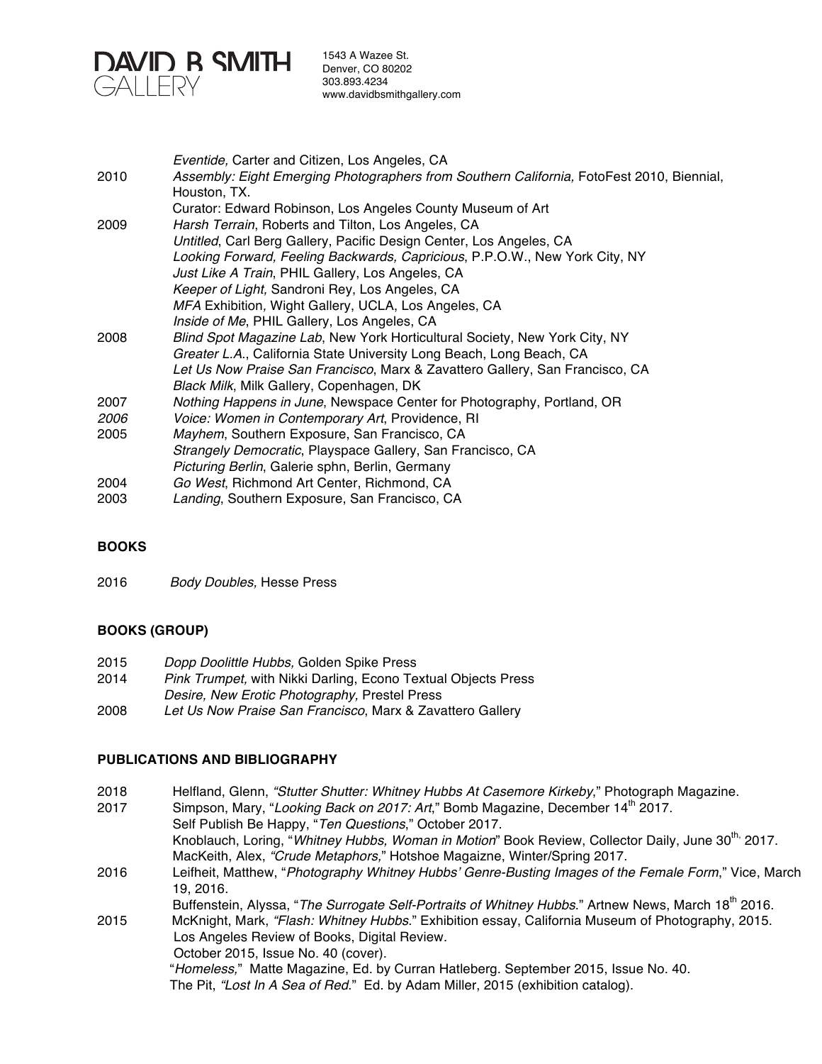| | |
|---|---|
| | *Eventide,* Carter and Citizen, Los Angeles, CA |
| 2010 | *Assembly: Eight Emerging Photographers from Southern California,* FotoFest 2010, Biennial, Houston, TX. |
| | Curator: Edward Robinson, Los Angeles County Museum of Art |
| 2009 | *Harsh Terrain*, Roberts and Tilton, Los Angeles, CA |
| | *Untitled*, Carl Berg Gallery, Pacific Design Center, Los Angeles, CA |
| | *Looking Forward, Feeling Backwards, Capricious*, P.P.O.W., New York City, NY |
| | *Just Like A Train*, PHIL Gallery, Los Angeles, CA |
| | *Keeper of Light,* Sandroni Rey, Los Angeles, CA |
| | *MFA* Exhibition*,* Wight Gallery, UCLA, Los Angeles, CA |
| | *Inside of Me*, PHIL Gallery, Los Angeles, CA |
| 2008 | *Blind Spot Magazine Lab*, New York Horticultural Society, New York City, NY |
| | *Greater L.A.*, California State University Long Beach, Long Beach, CA |
| | *Let Us Now Praise San Francisco*, Marx & Zavattero Gallery, San Francisco, CA |
| | *Black Milk*, Milk Gallery, Copenhagen, DK |
| 2007 | *Nothing Happens in June*, Newspace Center for Photography, Portland, OR |
| *2006* | *Voice: Women in Contemporary Art*, Providence, RI |
| 2005 | *Mayhem*, Southern Exposure, San Francisco, CA |
| | *Strangely Democratic*, Playspace Gallery, San Francisco, CA |
| | *Picturing Berlin*, Galerie sphn, Berlin, Germany |
| 2004 | *Go West*, Richmond Art Center, Richmond, CA |
| 2003 | *Landing*, Southern Exposure, San Francisco, CA |

**BOOKS**

| | |
|---|---|
| 2016 | *Body Doubles,* Hesse Press |

**BOOKS (GROUP)**

| | |
|---|---|
| 2015 | *Dopp Doolittle Hubbs,* Golden Spike Press |
| 2014 | *Pink Trumpet,* with Nikki Darling, Econo Textual Objects Press |
| | *Desire, New Erotic Photography,* Prestel Press |
| 2008 | *Let Us Now Praise San Francisco*, Marx & Zavattero Gallery |

**PUBLICATIONS AND BIBLIOGRAPHY**

| | |
|---|---|
| 2018 | Helfland, Glenn, *"Stutter Shutter: Whitney Hubbs At Casemore Kirkeby*," Photograph Magazine. |
| 2017 | Simpson, Mary, "*Looking Back on 2017: Art*," Bomb Magazine, December 14th 2017. |
| | Self Publish Be Happy, "*Ten Questions*," October 2017. |
| | Knoblauch, Loring, "*Whitney Hubbs, Woman in Motion*" Book Review, Collector Daily, June 30th, 2017. |
| | MacKeith, Alex, *"Crude Metaphors,"* Hotshoe Magaizne, Winter/Spring 2017. |
| 2016 | Leifheit, Matthew, "*Photography Whitney Hubbs' Genre-Busting Images of the Female Form*," Vice, March 19, 2016. |
| | Buffenstein, Alyssa, "*The Surrogate Self-Portraits of Whitney Hubbs*." Artnew News, March 18th 2016. |
| 2015 | McKnight, Mark, *"Flash: Whitney Hubbs*." Exhibition essay, California Museum of Photography, 2015. |
| | Los Angeles Review of Books, Digital Review. |
| | October 2015, Issue No. 40 (cover). |
| | "*Homeless,*" Matte Magazine, Ed. by Curran Hatleberg. September 2015, Issue No. 40. |
| | The Pit, *"Lost In A Sea of Red*." Ed. by Adam Miller, 2015 (exhibition catalog). |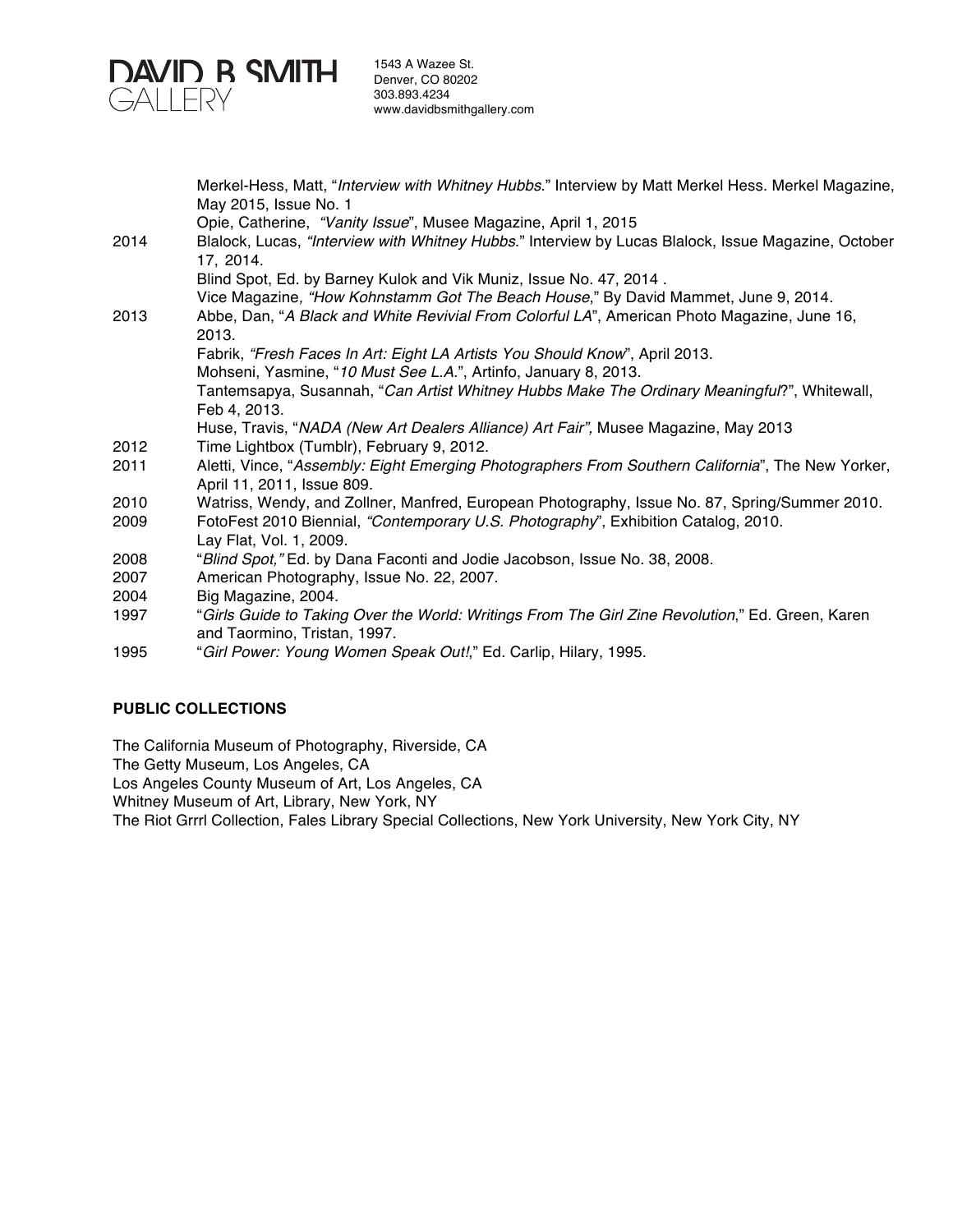|  |  |
| --- | --- |
|  | Merkel-Hess, Matt, "*Interview with Whitney Hubbs*." Interview by Matt Merkel Hess. Merkel Magazine, May 2015, Issue No. 1 |
|  | Opie, Catherine, *"Vanity Issue*", Musee Magazine, April 1, 2015 |
| 2014 | Blalock, Lucas, *"Interview with Whitney Hubbs*." Interview by Lucas Blalock, Issue Magazine, October 17, 2014. |
|  | Blind Spot, Ed. by Barney Kulok and Vik Muniz, Issue No. 47, 2014 . |
|  | Vice Magazine*, "How Kohnstamm Got The Beach House*," By David Mammet, June 9, 2014. |
| 2013 | Abbe, Dan, "*A Black and White Revivial From Colorful LA*", American Photo Magazine, June 16, 2013. |
|  | Fabrik, *"Fresh Faces In Art: Eight LA Artists You Should Know*", April 2013. |
|  | Mohseni, Yasmine, "*10 Must See L.A.*", Artinfo, January 8, 2013. |
|  | Tantemsapya, Susannah, "*Can Artist Whitney Hubbs Make The Ordinary Meaningful*?", Whitewall, Feb 4, 2013. |
|  | Huse, Travis, "*NADA (New Art Dealers Alliance) Art Fair",* Musee Magazine, May 2013 |
| 2012 | Time Lightbox (Tumblr), February 9, 2012. |
| 2011 | Aletti, Vince, "*Assembly: Eight Emerging Photographers From Southern California*", The New Yorker, April 11, 2011, Issue 809. |
| 2010 | Watriss, Wendy, and Zollner, Manfred, European Photography, Issue No. 87, Spring/Summer 2010. |
| 2009 | FotoFest 2010 Biennial, *"Contemporary U.S. Photography*", Exhibition Catalog, 2010. |
|  | Lay Flat, Vol. 1, 2009. |
| 2008 | "*Blind Spot,"* Ed. by Dana Faconti and Jodie Jacobson, Issue No. 38, 2008. |
| 2007 | American Photography, Issue No. 22, 2007. |
| 2004 | Big Magazine, 2004. |
| 1997 | "*Girls Guide to Taking Over the World: Writings From The Girl Zine Revolution*," Ed. Green, Karen and Taormino, Tristan, 1997. |
| 1995 | "*Girl Power: Young Women Speak Out!*," Ed. Carlip, Hilary, 1995. |

**PUBLIC COLLECTIONS**

The California Museum of Photography, Riverside, CA
The Getty Museum, Los Angeles, CA
Los Angeles County Museum of Art, Los Angeles, CA
Whitney Museum of Art, Library, New York, NY
The Riot Grrrl Collection, Fales Library Special Collections, New York University, New York City, NY